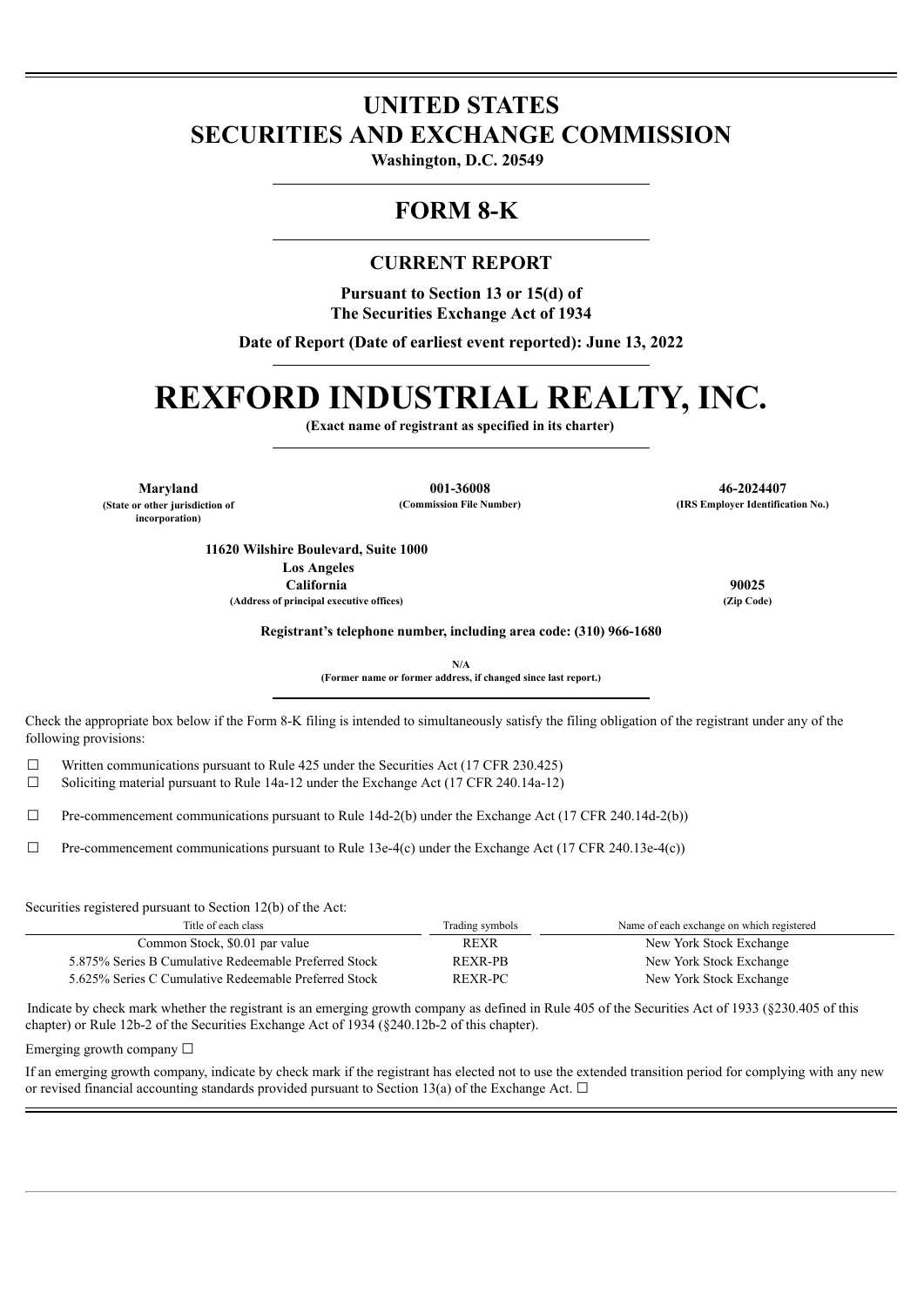# UNITED STATES
# SECURITIES AND EXCHANGE COMMISSION

**Washington, D.C. 20549**

## FORM 8-K

### CURRENT REPORT

**Pursuant to Section 13 or 15(d) of**
**The Securities Exchange Act of 1934**

**Date of Report (Date of earliest event reported): June 13, 2022**

# REXFORD INDUSTRIAL REALTY, INC.

**(Exact name of registrant as specified in its charter)**

| **Maryland** | **001-36008** | **46-2024407** |
|---|---|---|
| **(State or other jurisdiction of incorporation)** | **(Commission File Number)** | **(IRS Employer Identification No.)** |

| | |
|---|---|
| **11620 Wilshire Boulevard, Suite 1000** | |
| **Los Angeles** | |
| **California** | **90025** |
| **(Address of principal executive offices)** | **(Zip Code)** |

**Registrant's telephone number, including area code: (310) 966-1680**

**N/A**
**(Former name or former address, if changed since last report.)**

Check the appropriate box below if the Form 8-K filing is intended to simultaneously satisfy the filing obligation of the registrant under any of the following provisions:

☐ Written communications pursuant to Rule 425 under the Securities Act (17 CFR 230.425)

☐ Soliciting material pursuant to Rule 14a-12 under the Exchange Act (17 CFR 240.14a-12)

☐ Pre-commencement communications pursuant to Rule 14d-2(b) under the Exchange Act (17 CFR 240.14d-2(b))

☐ Pre-commencement communications pursuant to Rule 13e-4(c) under the Exchange Act (17 CFR 240.13e-4(c))

Securities registered pursuant to Section 12(b) of the Act:

| Title of each class | Trading symbols | Name of each exchange on which registered |
|---|---|---|
| Common Stock, $0.01 par value | REXR | New York Stock Exchange |
| 5.875% Series B Cumulative Redeemable Preferred Stock | REXR-PB | New York Stock Exchange |
| 5.625% Series C Cumulative Redeemable Preferred Stock | REXR-PC | New York Stock Exchange |

Indicate by check mark whether the registrant is an emerging growth company as defined in Rule 405 of the Securities Act of 1933 (§230.405 of this chapter) or Rule 12b-2 of the Securities Exchange Act of 1934 (§240.12b-2 of this chapter).

Emerging growth company ☐

If an emerging growth company, indicate by check mark if the registrant has elected not to use the extended transition period for complying with any new or revised financial accounting standards provided pursuant to Section 13(a) of the Exchange Act. ☐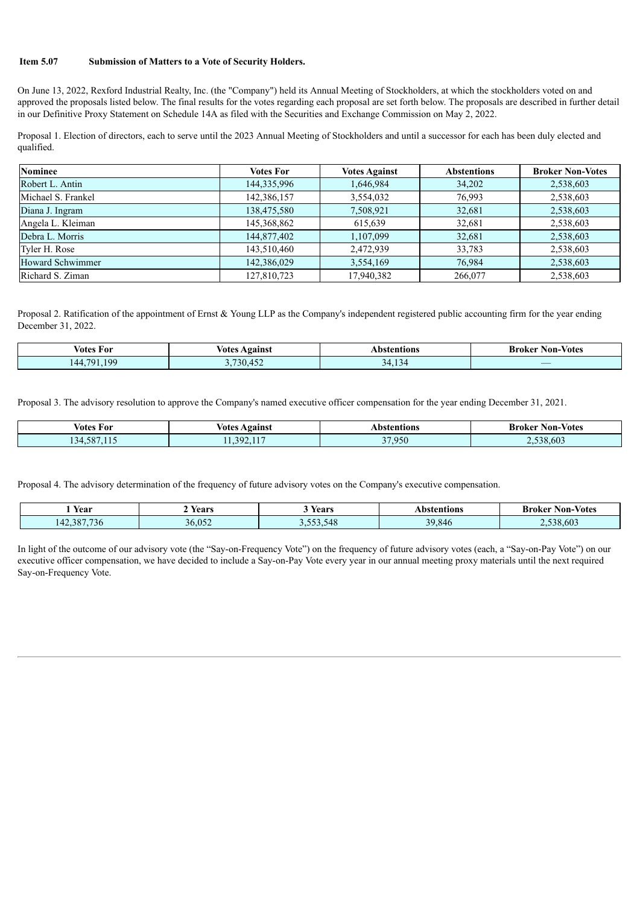**Item 5.07 Submission of Matters to a Vote of Security Holders.**

On June 13, 2022, Rexford Industrial Realty, Inc. (the "Company") held its Annual Meeting of Stockholders, at which the stockholders voted on and approved the proposals listed below. The final results for the votes regarding each proposal are set forth below. The proposals are described in further detail in our Definitive Proxy Statement on Schedule 14A as filed with the Securities and Exchange Commission on May 2, 2022.

Proposal 1. Election of directors, each to serve until the 2023 Annual Meeting of Stockholders and until a successor for each has been duly elected and qualified.

| Nominee | Votes For | Votes Against | Abstentions | Broker Non-Votes |
|---|---|---|---|---|
| Robert L. Antin | 144,335,996 | 1,646,984 | 34,202 | 2,538,603 |
| Michael S. Frankel | 142,386,157 | 3,554,032 | 76,993 | 2,538,603 |
| Diana J. Ingram | 138,475,580 | 7,508,921 | 32,681 | 2,538,603 |
| Angela L. Kleiman | 145,368,862 | 615,639 | 32,681 | 2,538,603 |
| Debra L. Morris | 144,877,402 | 1,107,099 | 32,681 | 2,538,603 |
| Tyler H. Rose | 143,510,460 | 2,472,939 | 33,783 | 2,538,603 |
| Howard Schwimmer | 142,386,029 | 3,554,169 | 76,984 | 2,538,603 |
| Richard S. Ziman | 127,810,723 | 17,940,382 | 266,077 | 2,538,603 |

Proposal 2. Ratification of the appointment of Ernst & Young LLP as the Company's independent registered public accounting firm for the year ending December 31, 2022.

| Votes For | Votes Against | Abstentions | Broker Non-Votes |
|---|---|---|---|
| 144,791,199 | 3,730,452 | 34,134 | — |

Proposal 3. The advisory resolution to approve the Company's named executive officer compensation for the year ending December 31, 2021.

| Votes For | Votes Against | Abstentions | Broker Non-Votes |
|---|---|---|---|
| 134,587,115 | 11,392,117 | 37,950 | 2,538,603 |

Proposal 4. The advisory determination of the frequency of future advisory votes on the Company's executive compensation.

| 1 Year | 2 Years | 3 Years | Abstentions | Broker Non-Votes |
|---|---|---|---|---|
| 142,387,736 | 36,052 | 3,553,548 | 39,846 | 2,538,603 |

In light of the outcome of our advisory vote (the "Say-on-Frequency Vote") on the frequency of future advisory votes (each, a "Say-on-Pay Vote") on our executive officer compensation, we have decided to include a Say-on-Pay Vote every year in our annual meeting proxy materials until the next required Say-on-Frequency Vote.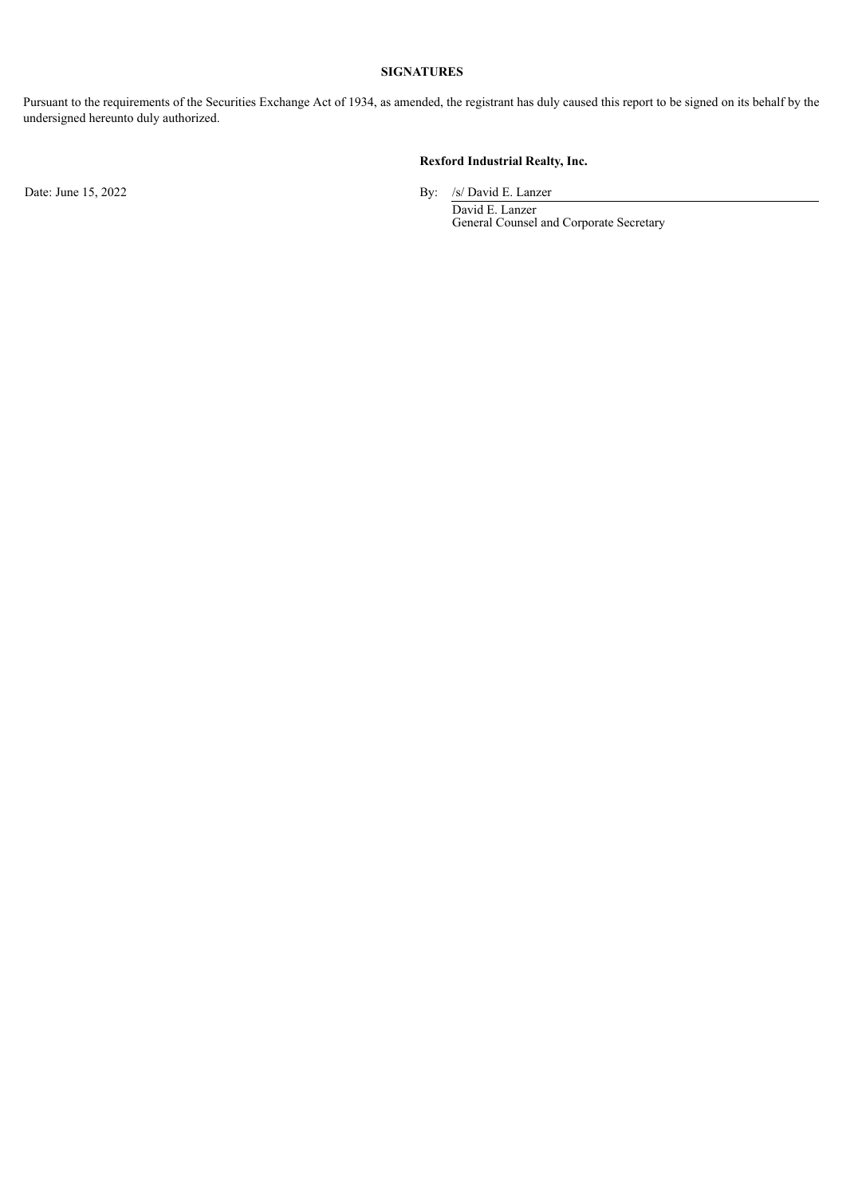**SIGNATURES**

Pursuant to the requirements of the Securities Exchange Act of 1934, as amended, the registrant has duly caused this report to be signed on its behalf by the undersigned hereunto duly authorized.

**Rexford Industrial Realty, Inc.**

Date: June 15, 2022

By: /s/ David E. Lanzer

David E. Lanzer

General Counsel and Corporate Secretary